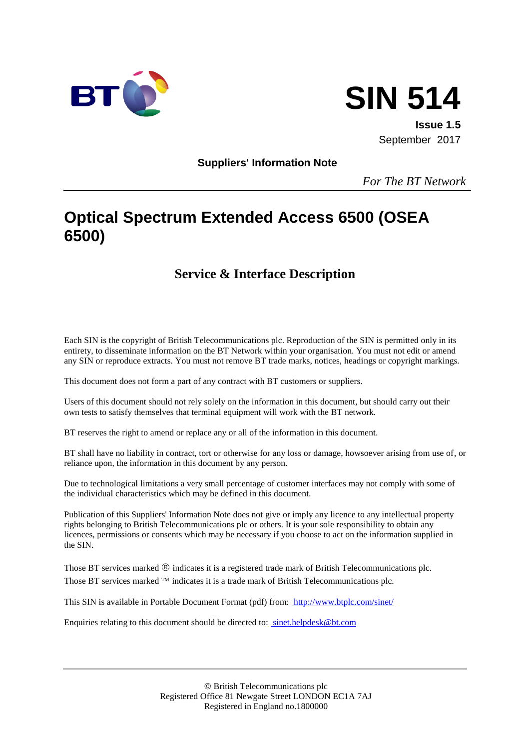# SIN 514

**Issue 1.5**
September 2017

**Suppliers' Information Note**

*For The BT Network*

# Optical Spectrum Extended Access 6500 (OSEA 6500)

## Service & Interface Description

Each SIN is the copyright of British Telecommunications plc. Reproduction of the SIN is permitted only in its entirety, to disseminate information on the BT Network within your organisation. You must not edit or amend any SIN or reproduce extracts. You must not remove BT trade marks, notices, headings or copyright markings.

This document does not form a part of any contract with BT customers or suppliers.

Users of this document should not rely solely on the information in this document, but should carry out their own tests to satisfy themselves that terminal equipment will work with the BT network.

BT reserves the right to amend or replace any or all of the information in this document.

BT shall have no liability in contract, tort or otherwise for any loss or damage, howsoever arising from use of, or reliance upon, the information in this document by any person.

Due to technological limitations a very small percentage of customer interfaces may not comply with some of the individual characteristics which may be defined in this document.

Publication of this Suppliers' Information Note does not give or imply any licence to any intellectual property rights belonging to British Telecommunications plc or others. It is your sole responsibility to obtain any licences, permissions or consents which may be necessary if you choose to act on the information supplied in the SIN.

Those BT services marked ® indicates it is a registered trade mark of British Telecommunications plc.
Those BT services marked ™ indicates it is a trade mark of British Telecommunications plc.

This SIN is available in Portable Document Format (pdf) from: http://www.btplc.com/sinet/

Enquiries relating to this document should be directed to: sinet.helpdesk@bt.com

© British Telecommunications plc
Registered Office 81 Newgate Street LONDON EC1A 7AJ
Registered in England no.1800000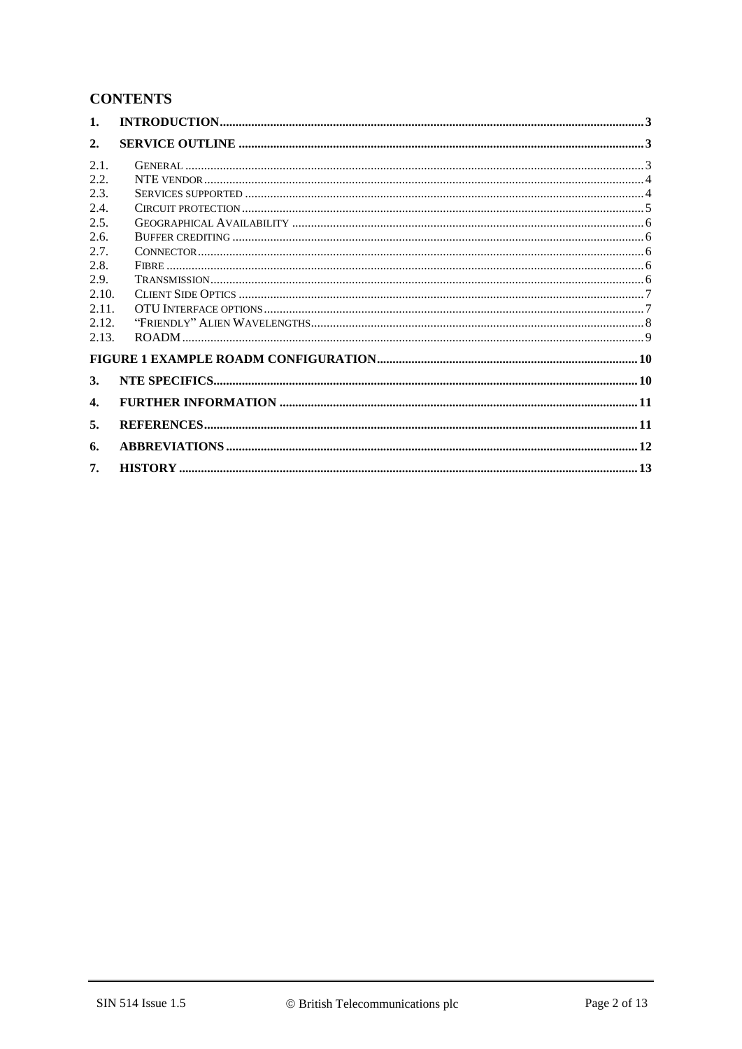## CONTENTS

1. INTRODUCTION ..... 3
2. SERVICE OUTLINE ..... 3
   - 2.1. General ..... 3
   - 2.2. NTE vendor ..... 4
   - 2.3. Services supported ..... 4
   - 2.4. Circuit protection ..... 5
   - 2.5. Geographical Availability ..... 6
   - 2.6. Buffer crediting ..... 6
   - 2.7. Connector ..... 6
   - 2.8. Fibre ..... 6
   - 2.9. Transmission ..... 6
   - 2.10. Client Side Optics ..... 7
   - 2.11. OTU Interface options ..... 7
   - 2.12. "Friendly" Alien Wavelengths ..... 8
   - 2.13. ROADM ..... 9

FIGURE 1 EXAMPLE ROADM CONFIGURATION ..... 10

3. NTE SPECIFICS ..... 10
4. FURTHER INFORMATION ..... 11
5. REFERENCES ..... 11
6. ABBREVIATIONS ..... 12
7. HISTORY ..... 13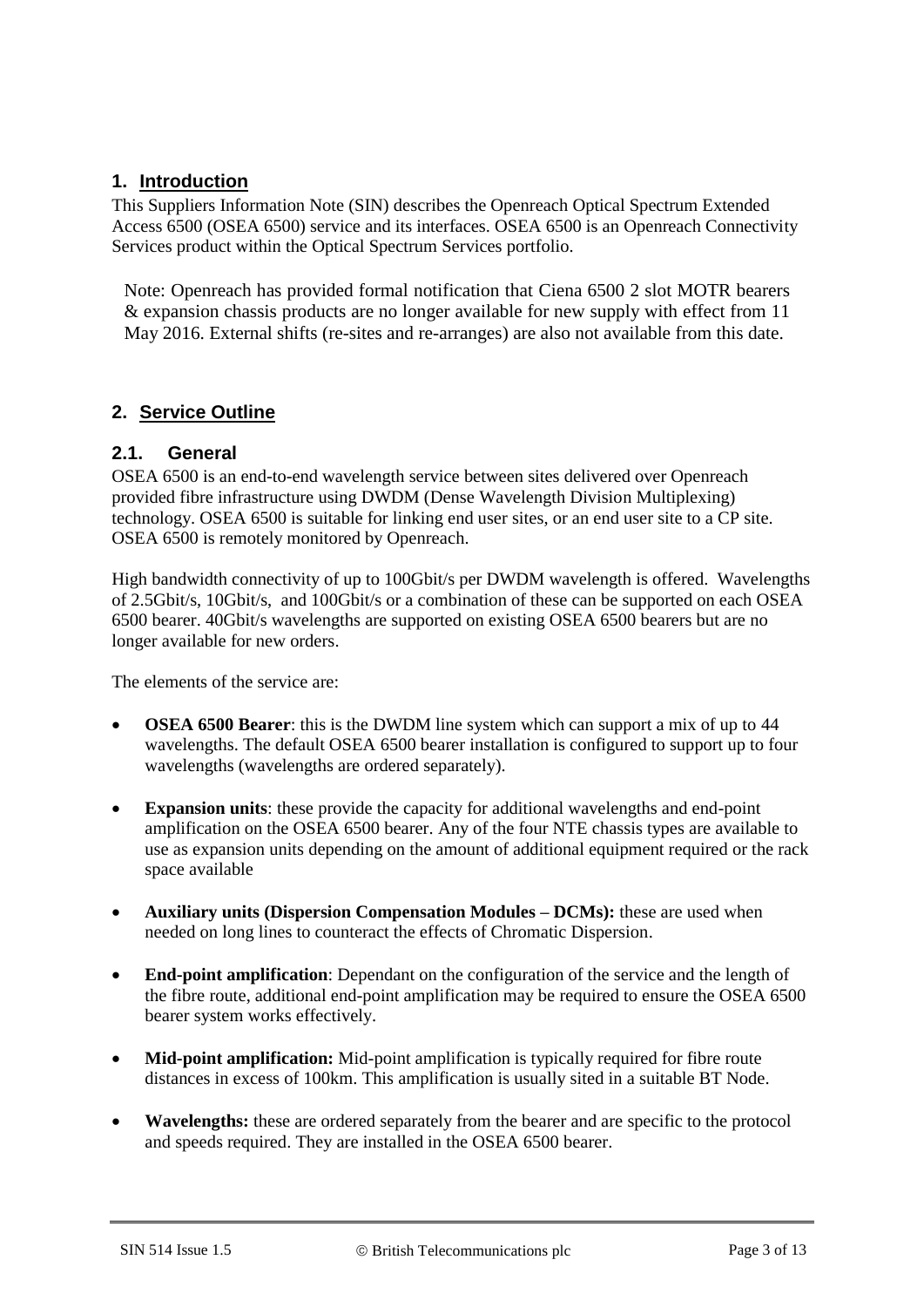## 1. Introduction

This Suppliers Information Note (SIN) describes the Openreach Optical Spectrum Extended Access 6500 (OSEA 6500) service and its interfaces. OSEA 6500 is an Openreach Connectivity Services product within the Optical Spectrum Services portfolio.

> Note: Openreach has provided formal notification that Ciena 6500 2 slot MOTR bearers & expansion chassis products are no longer available for new supply with effect from 11 May 2016. External shifts (re-sites and re-arranges) are also not available from this date.

## 2. Service Outline

### 2.1. General

OSEA 6500 is an end-to-end wavelength service between sites delivered over Openreach provided fibre infrastructure using DWDM (Dense Wavelength Division Multiplexing) technology. OSEA 6500 is suitable for linking end user sites, or an end user site to a CP site. OSEA 6500 is remotely monitored by Openreach.

High bandwidth connectivity of up to 100Gbit/s per DWDM wavelength is offered. Wavelengths of 2.5Gbit/s, 10Gbit/s, and 100Gbit/s or a combination of these can be supported on each OSEA 6500 bearer. 40Gbit/s wavelengths are supported on existing OSEA 6500 bearers but are no longer available for new orders.

The elements of the service are:

- **OSEA 6500 Bearer**: this is the DWDM line system which can support a mix of up to 44 wavelengths. The default OSEA 6500 bearer installation is configured to support up to four wavelengths (wavelengths are ordered separately).
- **Expansion units**: these provide the capacity for additional wavelengths and end-point amplification on the OSEA 6500 bearer. Any of the four NTE chassis types are available to use as expansion units depending on the amount of additional equipment required or the rack space available
- **Auxiliary units (Dispersion Compensation Modules – DCMs):** these are used when needed on long lines to counteract the effects of Chromatic Dispersion.
- **End-point amplification**: Dependant on the configuration of the service and the length of the fibre route, additional end-point amplification may be required to ensure the OSEA 6500 bearer system works effectively.
- **Mid-point amplification:** Mid-point amplification is typically required for fibre route distances in excess of 100km. This amplification is usually sited in a suitable BT Node.
- **Wavelengths:** these are ordered separately from the bearer and are specific to the protocol and speeds required. They are installed in the OSEA 6500 bearer.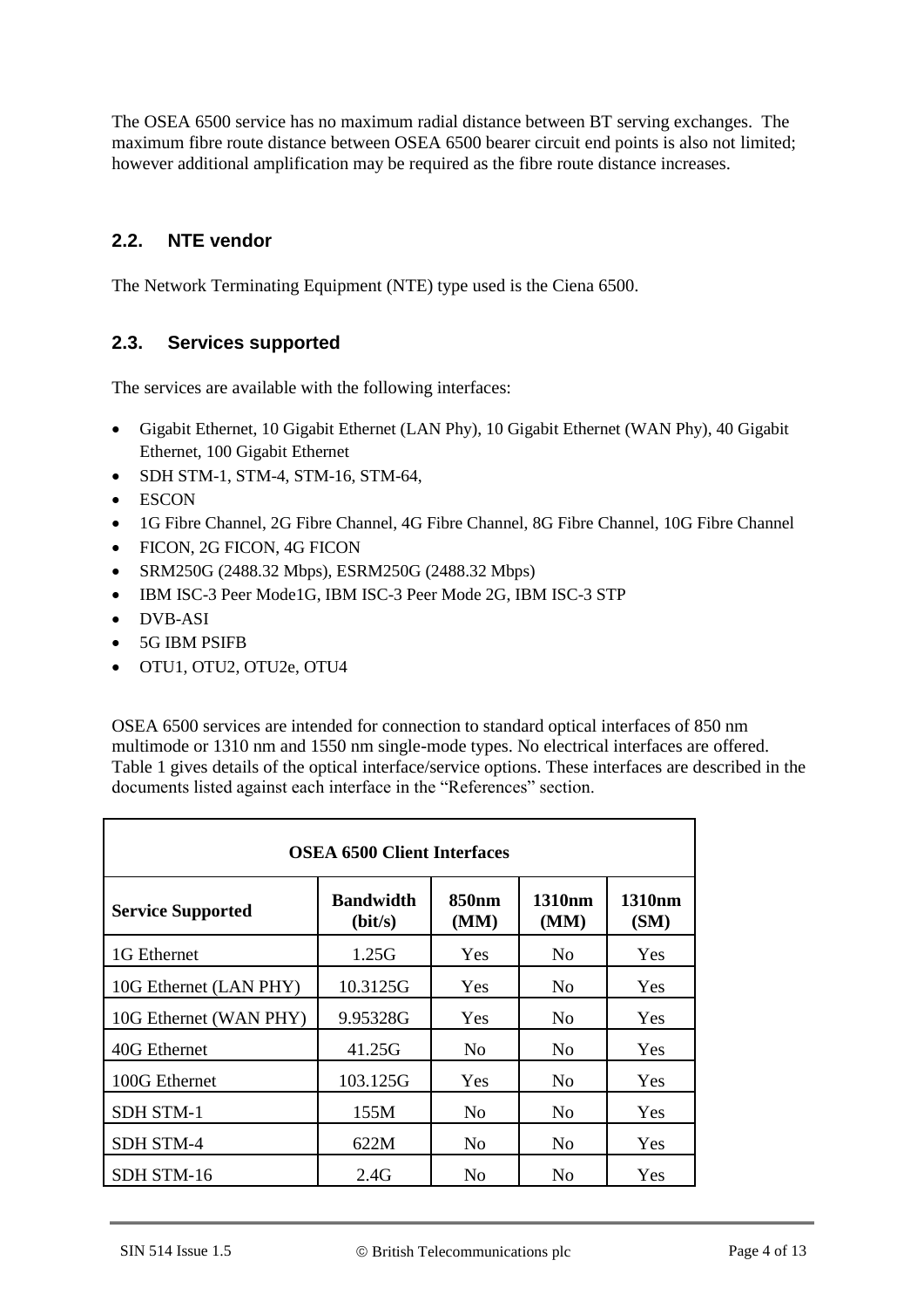The OSEA 6500 service has no maximum radial distance between BT serving exchanges. The maximum fibre route distance between OSEA 6500 bearer circuit end points is also not limited; however additional amplification may be required as the fibre route distance increases.

## 2.2. NTE vendor

The Network Terminating Equipment (NTE) type used is the Ciena 6500.

## 2.3. Services supported

The services are available with the following interfaces:

- Gigabit Ethernet, 10 Gigabit Ethernet (LAN Phy), 10 Gigabit Ethernet (WAN Phy), 40 Gigabit Ethernet, 100 Gigabit Ethernet
- SDH STM-1, STM-4, STM-16, STM-64,
- ESCON
- 1G Fibre Channel, 2G Fibre Channel, 4G Fibre Channel, 8G Fibre Channel, 10G Fibre Channel
- FICON, 2G FICON, 4G FICON
- SRM250G (2488.32 Mbps), ESRM250G (2488.32 Mbps)
- IBM ISC-3 Peer Mode1G, IBM ISC-3 Peer Mode 2G, IBM ISC-3 STP
- DVB-ASI
- 5G IBM PSIFB
- OTU1, OTU2, OTU2e, OTU4

OSEA 6500 services are intended for connection to standard optical interfaces of 850 nm multimode or 1310 nm and 1550 nm single-mode types. No electrical interfaces are offered. Table 1 gives details of the optical interface/service options. These interfaces are described in the documents listed against each interface in the "References" section.

| OSEA 6500 Client Interfaces | | | | |
|---|---|---|---|---|
| **Service Supported** | **Bandwidth (bit/s)** | **850nm (MM)** | **1310nm (MM)** | **1310nm (SM)** |
| 1G Ethernet | 1.25G | Yes | No | Yes |
| 10G Ethernet (LAN PHY) | 10.3125G | Yes | No | Yes |
| 10G Ethernet (WAN PHY) | 9.95328G | Yes | No | Yes |
| 40G Ethernet | 41.25G | No | No | Yes |
| 100G Ethernet | 103.125G | Yes | No | Yes |
| SDH STM-1 | 155M | No | No | Yes |
| SDH STM-4 | 622M | No | No | Yes |
| SDH STM-16 | 2.4G | No | No | Yes |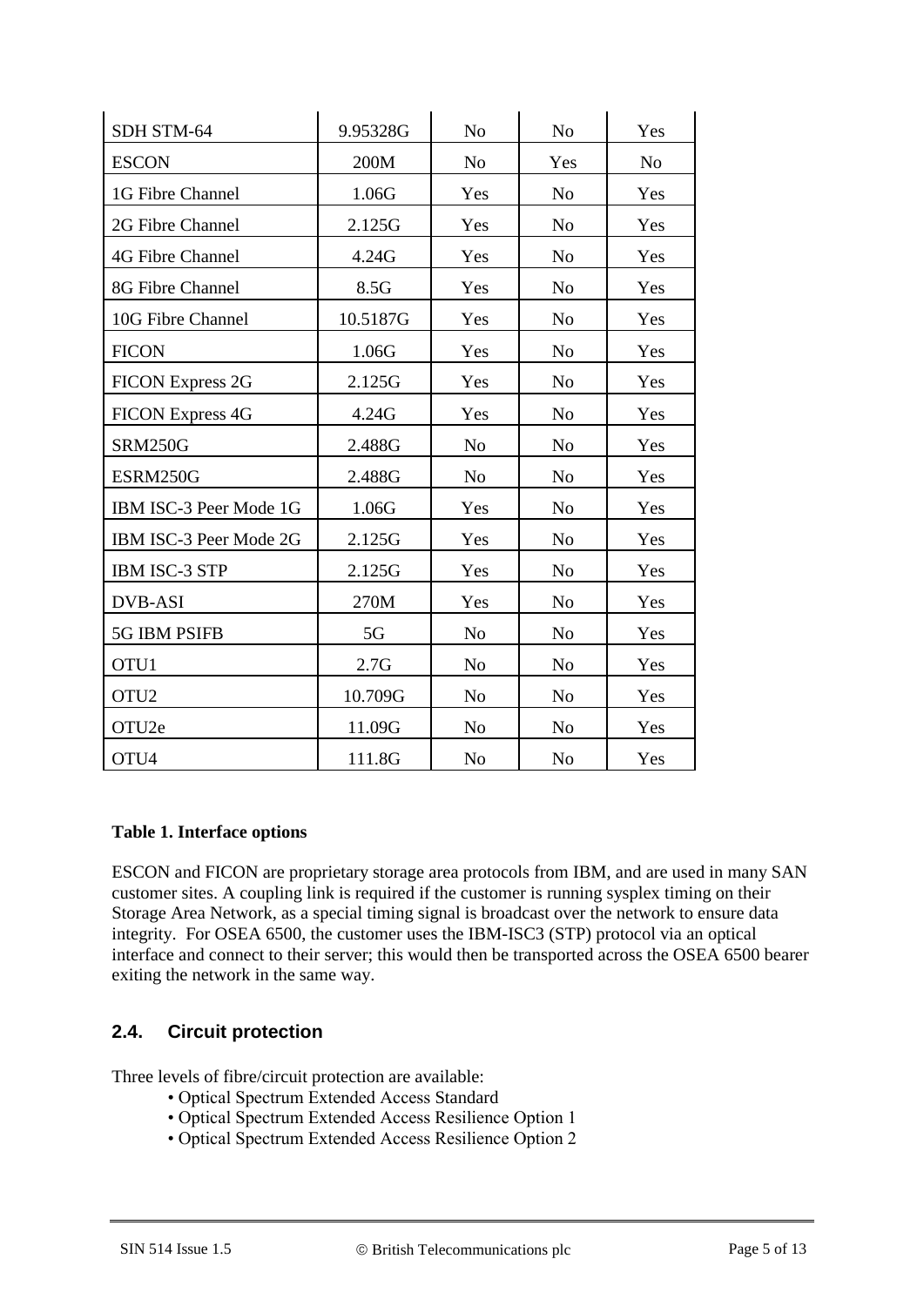| | | | | |
|---|---|---|---|---|
| SDH STM-64 | 9.95328G | No | No | Yes |
| ESCON | 200M | No | Yes | No |
| 1G Fibre Channel | 1.06G | Yes | No | Yes |
| 2G Fibre Channel | 2.125G | Yes | No | Yes |
| 4G Fibre Channel | 4.24G | Yes | No | Yes |
| 8G Fibre Channel | 8.5G | Yes | No | Yes |
| 10G Fibre Channel | 10.5187G | Yes | No | Yes |
| FICON | 1.06G | Yes | No | Yes |
| FICON Express 2G | 2.125G | Yes | No | Yes |
| FICON Express 4G | 4.24G | Yes | No | Yes |
| SRM250G | 2.488G | No | No | Yes |
| ESRM250G | 2.488G | No | No | Yes |
| IBM ISC-3 Peer Mode 1G | 1.06G | Yes | No | Yes |
| IBM ISC-3 Peer Mode 2G | 2.125G | Yes | No | Yes |
| IBM ISC-3 STP | 2.125G | Yes | No | Yes |
| DVB-ASI | 270M | Yes | No | Yes |
| 5G IBM PSIFB | 5G | No | No | Yes |
| OTU1 | 2.7G | No | No | Yes |
| OTU2 | 10.709G | No | No | Yes |
| OTU2e | 11.09G | No | No | Yes |
| OTU4 | 111.8G | No | No | Yes |

**Table 1. Interface options**

ESCON and FICON are proprietary storage area protocols from IBM, and are used in many SAN customer sites. A coupling link is required if the customer is running sysplex timing on their Storage Area Network, as a special timing signal is broadcast over the network to ensure data integrity. For OSEA 6500, the customer uses the IBM-ISC3 (STP) protocol via an optical interface and connect to their server; this would then be transported across the OSEA 6500 bearer exiting the network in the same way.

## 2.4. Circuit protection

Three levels of fibre/circuit protection are available:

- Optical Spectrum Extended Access Standard
- Optical Spectrum Extended Access Resilience Option 1
- Optical Spectrum Extended Access Resilience Option 2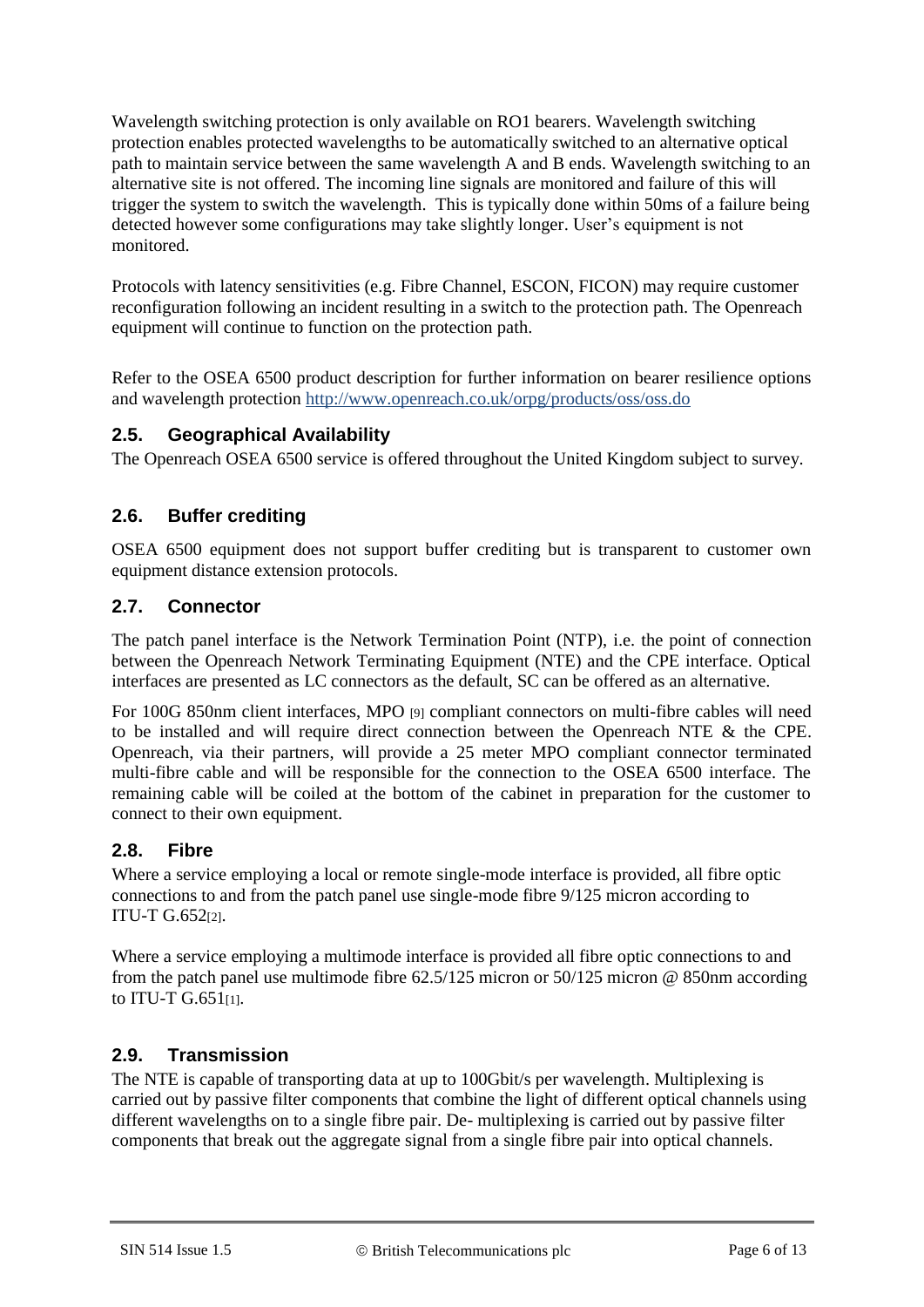Wavelength switching protection is only available on RO1 bearers. Wavelength switching protection enables protected wavelengths to be automatically switched to an alternative optical path to maintain service between the same wavelength A and B ends. Wavelength switching to an alternative site is not offered. The incoming line signals are monitored and failure of this will trigger the system to switch the wavelength. This is typically done within 50ms of a failure being detected however some configurations may take slightly longer. User's equipment is not monitored.

Protocols with latency sensitivities (e.g. Fibre Channel, ESCON, FICON) may require customer reconfiguration following an incident resulting in a switch to the protection path. The Openreach equipment will continue to function on the protection path.

Refer to the OSEA 6500 product description for further information on bearer resilience options and wavelength protection http://www.openreach.co.uk/orpg/products/oss/oss.do

## 2.5. Geographical Availability

The Openreach OSEA 6500 service is offered throughout the United Kingdom subject to survey.

## 2.6. Buffer crediting

OSEA 6500 equipment does not support buffer crediting but is transparent to customer own equipment distance extension protocols.

## 2.7. Connector

The patch panel interface is the Network Termination Point (NTP), i.e. the point of connection between the Openreach Network Terminating Equipment (NTE) and the CPE interface. Optical interfaces are presented as LC connectors as the default, SC can be offered as an alternative.

For 100G 850nm client interfaces, MPO [9] compliant connectors on multi-fibre cables will need to be installed and will require direct connection between the Openreach NTE & the CPE. Openreach, via their partners, will provide a 25 meter MPO compliant connector terminated multi-fibre cable and will be responsible for the connection to the OSEA 6500 interface. The remaining cable will be coiled at the bottom of the cabinet in preparation for the customer to connect to their own equipment.

## 2.8. Fibre

Where a service employing a local or remote single-mode interface is provided, all fibre optic connections to and from the patch panel use single-mode fibre 9/125 micron according to ITU-T G.652[2].

Where a service employing a multimode interface is provided all fibre optic connections to and from the patch panel use multimode fibre 62.5/125 micron or 50/125 micron @ 850nm according to ITU-T G.651[1].

## 2.9. Transmission

The NTE is capable of transporting data at up to 100Gbit/s per wavelength. Multiplexing is carried out by passive filter components that combine the light of different optical channels using different wavelengths on to a single fibre pair. De- multiplexing is carried out by passive filter components that break out the aggregate signal from a single fibre pair into optical channels.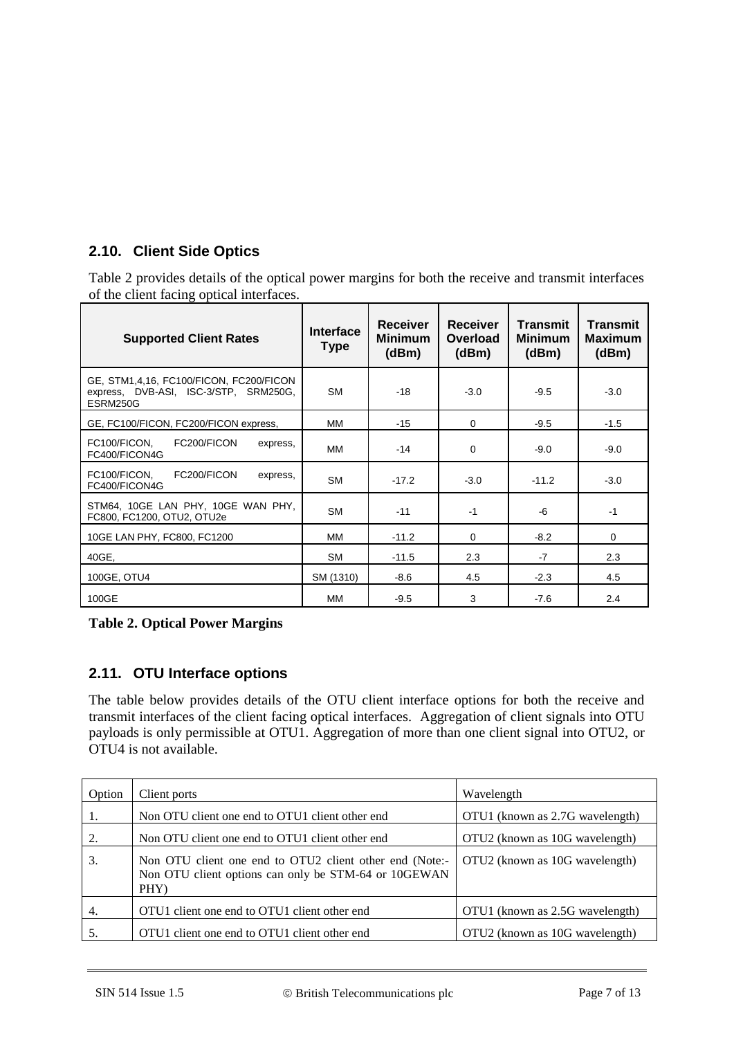## 2.10. Client Side Optics

Table 2 provides details of the optical power margins for both the receive and transmit interfaces of the client facing optical interfaces.

| Supported Client Rates | Interface Type | Receiver Minimum (dBm) | Receiver Overload (dBm) | Transmit Minimum (dBm) | Transmit Maximum (dBm) |
|---|---|---|---|---|---|
| GE, STM1,4,16, FC100/FICON, FC200/FICON express, DVB-ASI, ISC-3/STP, SRM250G, ESRM250G | SM | -18 | -3.0 | -9.5 | -3.0 |
| GE, FC100/FICON, FC200/FICON express, | MM | -15 | 0 | -9.5 | -1.5 |
| FC100/FICON, FC200/FICON express, FC400/FICON4G | MM | -14 | 0 | -9.0 | -9.0 |
| FC100/FICON, FC200/FICON express, FC400/FICON4G | SM | -17.2 | -3.0 | -11.2 | -3.0 |
| STM64, 10GE LAN PHY, 10GE WAN PHY, FC800, FC1200, OTU2, OTU2e | SM | -11 | -1 | -6 | -1 |
| 10GE LAN PHY, FC800, FC1200 | MM | -11.2 | 0 | -8.2 | 0 |
| 40GE, | SM | -11.5 | 2.3 | -7 | 2.3 |
| 100GE, OTU4 | SM (1310) | -8.6 | 4.5 | -2.3 | 4.5 |
| 100GE | MM | -9.5 | 3 | -7.6 | 2.4 |

**Table 2. Optical Power Margins**

## 2.11. OTU Interface options

The table below provides details of the OTU client interface options for both the receive and transmit interfaces of the client facing optical interfaces. Aggregation of client signals into OTU payloads is only permissible at OTU1. Aggregation of more than one client signal into OTU2, or OTU4 is not available.

| Option | Client ports | Wavelength |
|---|---|---|
| 1. | Non OTU client one end to OTU1 client other end | OTU1 (known as 2.7G wavelength) |
| 2. | Non OTU client one end to OTU1 client other end | OTU2 (known as 10G wavelength) |
| 3. | Non OTU client one end to OTU2 client other end (Note:- Non OTU client options can only be STM-64 or 10GEWAN PHY) | OTU2 (known as 10G wavelength) |
| 4. | OTU1 client one end to OTU1 client other end | OTU1 (known as 2.5G wavelength) |
| 5. | OTU1 client one end to OTU1 client other end | OTU2 (known as 10G wavelength) |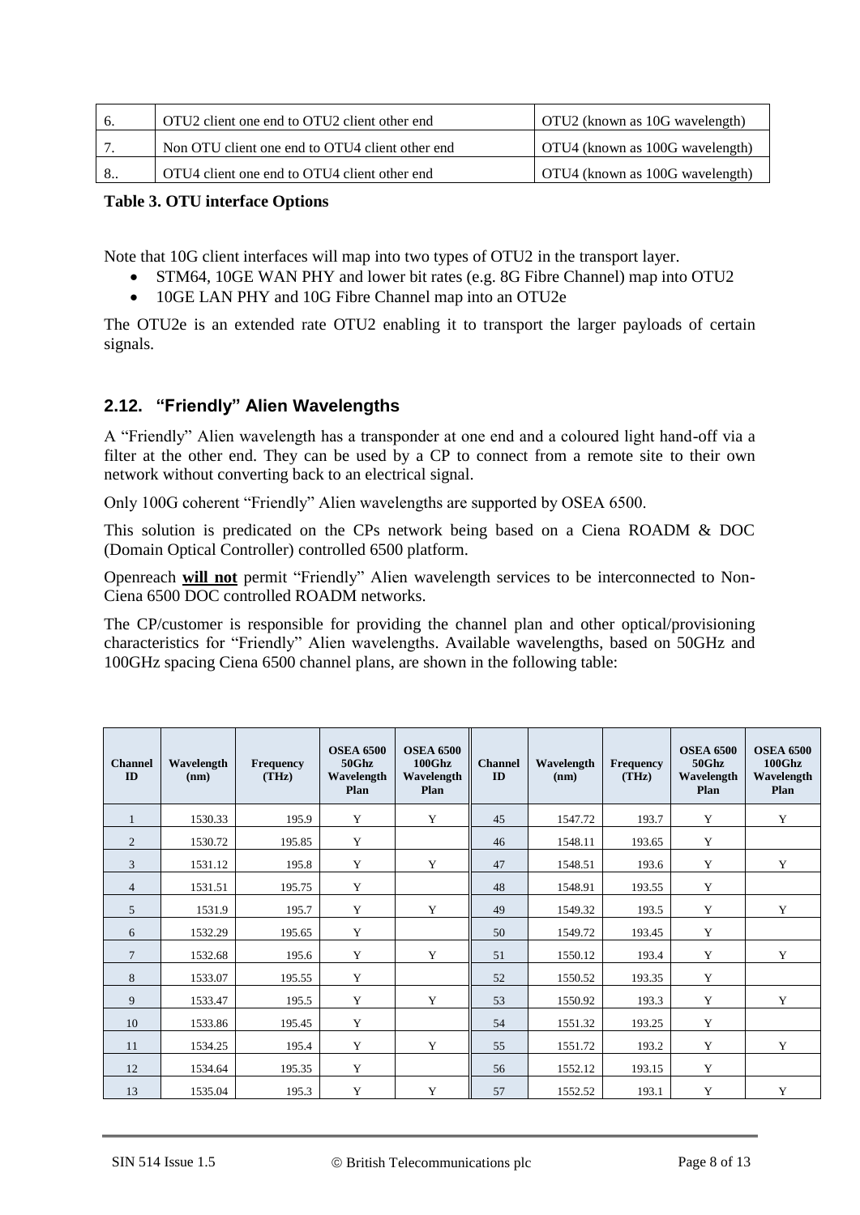| 6. | OTU2 client one end to OTU2 client other end | OTU2 (known as 10G wavelength) |
|---|---|---|
| 7. | Non OTU client one end to OTU4 client other end | OTU4 (known as 100G wavelength) |
| 8.. | OTU4 client one end to OTU4 client other end | OTU4 (known as 100G wavelength) |

**Table 3. OTU interface Options**

Note that 10G client interfaces will map into two types of OTU2 in the transport layer.

- STM64, 10GE WAN PHY and lower bit rates (e.g. 8G Fibre Channel) map into OTU2
- 10GE LAN PHY and 10G Fibre Channel map into an OTU2e

The OTU2e is an extended rate OTU2 enabling it to transport the larger payloads of certain signals.

## 2.12. "Friendly" Alien Wavelengths

A "Friendly" Alien wavelength has a transponder at one end and a coloured light hand-off via a filter at the other end. They can be used by a CP to connect from a remote site to their own network without converting back to an electrical signal.

Only 100G coherent "Friendly" Alien wavelengths are supported by OSEA 6500.

This solution is predicated on the CPs network being based on a Ciena ROADM & DOC (Domain Optical Controller) controlled 6500 platform.

Openreach **will not** permit "Friendly" Alien wavelength services to be interconnected to Non-Ciena 6500 DOC controlled ROADM networks.

The CP/customer is responsible for providing the channel plan and other optical/provisioning characteristics for "Friendly" Alien wavelengths. Available wavelengths, based on 50GHz and 100GHz spacing Ciena 6500 channel plans, are shown in the following table:

| Channel ID | Wavelength (nm) | Frequency (THz) | OSEA 6500 50Ghz Wavelength Plan | OSEA 6500 100Ghz Wavelength Plan | Channel ID | Wavelength (nm) | Frequency (THz) | OSEA 6500 50Ghz Wavelength Plan | OSEA 6500 100Ghz Wavelength Plan |
|---|---|---|---|---|---|---|---|---|---|
| 1 | 1530.33 | 195.9 | Y | Y | 45 | 1547.72 | 193.7 | Y | Y |
| 2 | 1530.72 | 195.85 | Y | | 46 | 1548.11 | 193.65 | Y | |
| 3 | 1531.12 | 195.8 | Y | Y | 47 | 1548.51 | 193.6 | Y | Y |
| 4 | 1531.51 | 195.75 | Y | | 48 | 1548.91 | 193.55 | Y | |
| 5 | 1531.9 | 195.7 | Y | Y | 49 | 1549.32 | 193.5 | Y | Y |
| 6 | 1532.29 | 195.65 | Y | | 50 | 1549.72 | 193.45 | Y | |
| 7 | 1532.68 | 195.6 | Y | Y | 51 | 1550.12 | 193.4 | Y | Y |
| 8 | 1533.07 | 195.55 | Y | | 52 | 1550.52 | 193.35 | Y | |
| 9 | 1533.47 | 195.5 | Y | Y | 53 | 1550.92 | 193.3 | Y | Y |
| 10 | 1533.86 | 195.45 | Y | | 54 | 1551.32 | 193.25 | Y | |
| 11 | 1534.25 | 195.4 | Y | Y | 55 | 1551.72 | 193.2 | Y | Y |
| 12 | 1534.64 | 195.35 | Y | | 56 | 1552.12 | 193.15 | Y | |
| 13 | 1535.04 | 195.3 | Y | Y | 57 | 1552.52 | 193.1 | Y | Y |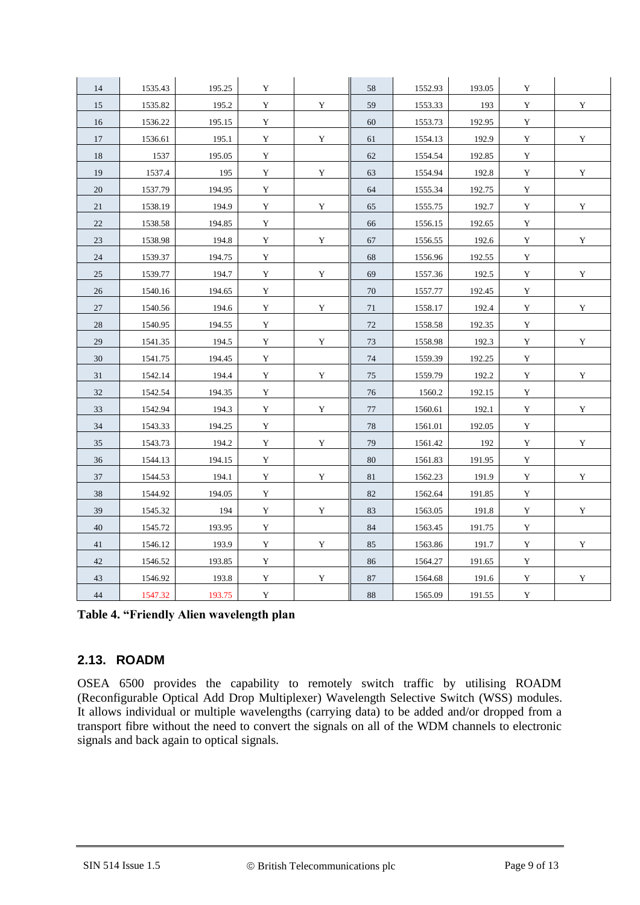| 14 | 1535.43 | 195.25 | Y | | 58 | 1552.93 | 193.05 | Y | |
|---|---|---|---|---|---|---|---|---|---|
| 15 | 1535.82 | 195.2 | Y | Y | 59 | 1553.33 | 193 | Y | Y |
| 16 | 1536.22 | 195.15 | Y | | 60 | 1553.73 | 192.95 | Y | |
| 17 | 1536.61 | 195.1 | Y | Y | 61 | 1554.13 | 192.9 | Y | Y |
| 18 | 1537 | 195.05 | Y | | 62 | 1554.54 | 192.85 | Y | |
| 19 | 1537.4 | 195 | Y | Y | 63 | 1554.94 | 192.8 | Y | Y |
| 20 | 1537.79 | 194.95 | Y | | 64 | 1555.34 | 192.75 | Y | |
| 21 | 1538.19 | 194.9 | Y | Y | 65 | 1555.75 | 192.7 | Y | Y |
| 22 | 1538.58 | 194.85 | Y | | 66 | 1556.15 | 192.65 | Y | |
| 23 | 1538.98 | 194.8 | Y | Y | 67 | 1556.55 | 192.6 | Y | Y |
| 24 | 1539.37 | 194.75 | Y | | 68 | 1556.96 | 192.55 | Y | |
| 25 | 1539.77 | 194.7 | Y | Y | 69 | 1557.36 | 192.5 | Y | Y |
| 26 | 1540.16 | 194.65 | Y | | 70 | 1557.77 | 192.45 | Y | |
| 27 | 1540.56 | 194.6 | Y | Y | 71 | 1558.17 | 192.4 | Y | Y |
| 28 | 1540.95 | 194.55 | Y | | 72 | 1558.58 | 192.35 | Y | |
| 29 | 1541.35 | 194.5 | Y | Y | 73 | 1558.98 | 192.3 | Y | Y |
| 30 | 1541.75 | 194.45 | Y | | 74 | 1559.39 | 192.25 | Y | |
| 31 | 1542.14 | 194.4 | Y | Y | 75 | 1559.79 | 192.2 | Y | Y |
| 32 | 1542.54 | 194.35 | Y | | 76 | 1560.2 | 192.15 | Y | |
| 33 | 1542.94 | 194.3 | Y | Y | 77 | 1560.61 | 192.1 | Y | Y |
| 34 | 1543.33 | 194.25 | Y | | 78 | 1561.01 | 192.05 | Y | |
| 35 | 1543.73 | 194.2 | Y | Y | 79 | 1561.42 | 192 | Y | Y |
| 36 | 1544.13 | 194.15 | Y | | 80 | 1561.83 | 191.95 | Y | |
| 37 | 1544.53 | 194.1 | Y | Y | 81 | 1562.23 | 191.9 | Y | Y |
| 38 | 1544.92 | 194.05 | Y | | 82 | 1562.64 | 191.85 | Y | |
| 39 | 1545.32 | 194 | Y | Y | 83 | 1563.05 | 191.8 | Y | Y |
| 40 | 1545.72 | 193.95 | Y | | 84 | 1563.45 | 191.75 | Y | |
| 41 | 1546.12 | 193.9 | Y | Y | 85 | 1563.86 | 191.7 | Y | Y |
| 42 | 1546.52 | 193.85 | Y | | 86 | 1564.27 | 191.65 | Y | |
| 43 | 1546.92 | 193.8 | Y | Y | 87 | 1564.68 | 191.6 | Y | Y |
| 44 | 1547.32 | 193.75 | Y | | 88 | 1565.09 | 191.55 | Y | |

**Table 4. "Friendly Alien wavelength plan**

## 2.13. ROADM

OSEA 6500 provides the capability to remotely switch traffic by utilising ROADM (Reconfigurable Optical Add Drop Multiplexer) Wavelength Selective Switch (WSS) modules. It allows individual or multiple wavelengths (carrying data) to be added and/or dropped from a transport fibre without the need to convert the signals on all of the WDM channels to electronic signals and back again to optical signals.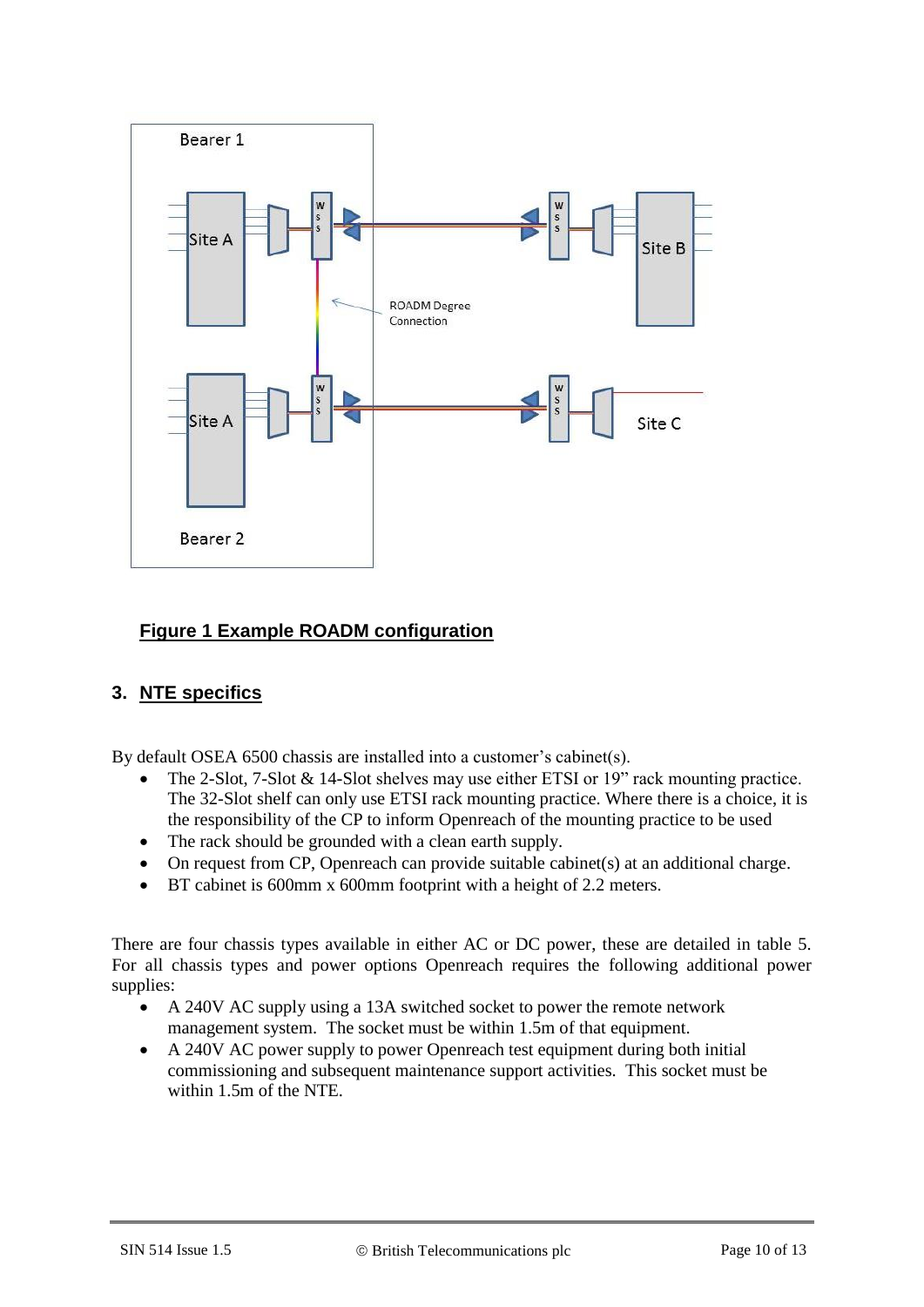**Figure 1 Example ROADM configuration**

## 3. NTE specifics

By default OSEA 6500 chassis are installed into a customer's cabinet(s).

- The 2-Slot, 7-Slot & 14-Slot shelves may use either ETSI or 19" rack mounting practice. The 32-Slot shelf can only use ETSI rack mounting practice. Where there is a choice, it is the responsibility of the CP to inform Openreach of the mounting practice to be used
- The rack should be grounded with a clean earth supply.
- On request from CP, Openreach can provide suitable cabinet(s) at an additional charge.
- BT cabinet is 600mm x 600mm footprint with a height of 2.2 meters.

There are four chassis types available in either AC or DC power, these are detailed in table 5. For all chassis types and power options Openreach requires the following additional power supplies:

- A 240V AC supply using a 13A switched socket to power the remote network management system. The socket must be within 1.5m of that equipment.
- A 240V AC power supply to power Openreach test equipment during both initial commissioning and subsequent maintenance support activities. This socket must be within 1.5m of the NTE.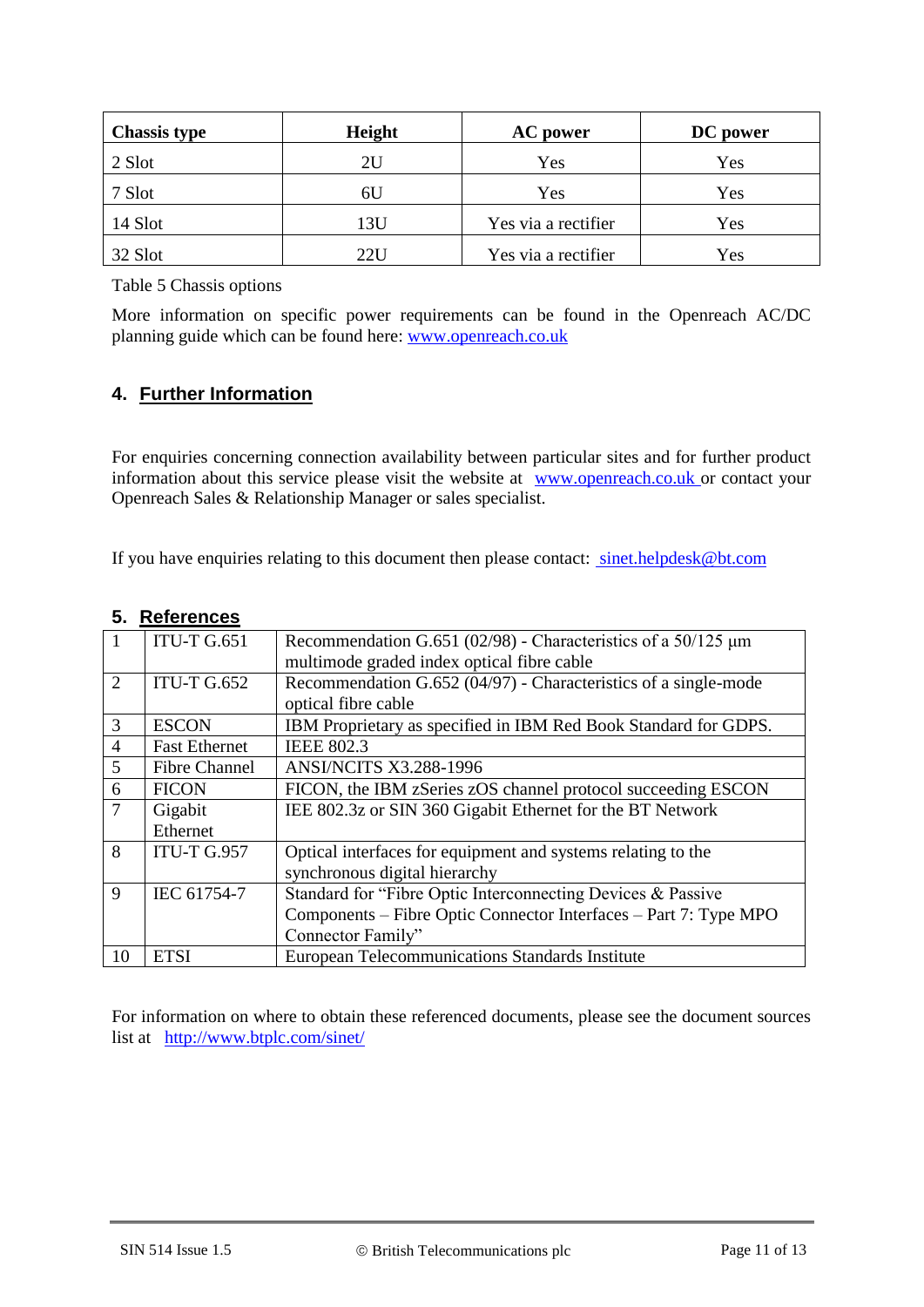| Chassis type | Height | AC power | DC power |
|---|---|---|---|
| 2 Slot | 2U | Yes | Yes |
| 7 Slot | 6U | Yes | Yes |
| 14 Slot | 13U | Yes via a rectifier | Yes |
| 32 Slot | 22U | Yes via a rectifier | Yes |

Table 5 Chassis options

More information on specific power requirements can be found in the Openreach AC/DC planning guide which can be found here: www.openreach.co.uk

## 4. Further Information

For enquiries concerning connection availability between particular sites and for further product information about this service please visit the website at www.openreach.co.uk or contact your Openreach Sales & Relationship Manager or sales specialist.

If you have enquiries relating to this document then please contact: sinet.helpdesk@bt.com

## 5. References

| | | |
|---|---|---|
| 1 | ITU-T G.651 | Recommendation G.651 (02/98) - Characteristics of a 50/125 µm multimode graded index optical fibre cable |
| 2 | ITU-T G.652 | Recommendation G.652 (04/97) - Characteristics of a single-mode optical fibre cable |
| 3 | ESCON | IBM Proprietary as specified in IBM Red Book Standard for GDPS. |
| 4 | Fast Ethernet | IEEE 802.3 |
| 5 | Fibre Channel | ANSI/NCITS X3.288-1996 |
| 6 | FICON | FICON, the IBM zSeries zOS channel protocol succeeding ESCON |
| 7 | Gigabit Ethernet | IEE 802.3z or SIN 360 Gigabit Ethernet for the BT Network |
| 8 | ITU-T G.957 | Optical interfaces for equipment and systems relating to the synchronous digital hierarchy |
| 9 | IEC 61754-7 | Standard for "Fibre Optic Interconnecting Devices & Passive Components – Fibre Optic Connector Interfaces – Part 7: Type MPO Connector Family" |
| 10 | ETSI | European Telecommunications Standards Institute |

For information on where to obtain these referenced documents, please see the document sources list at http://www.btplc.com/sinet/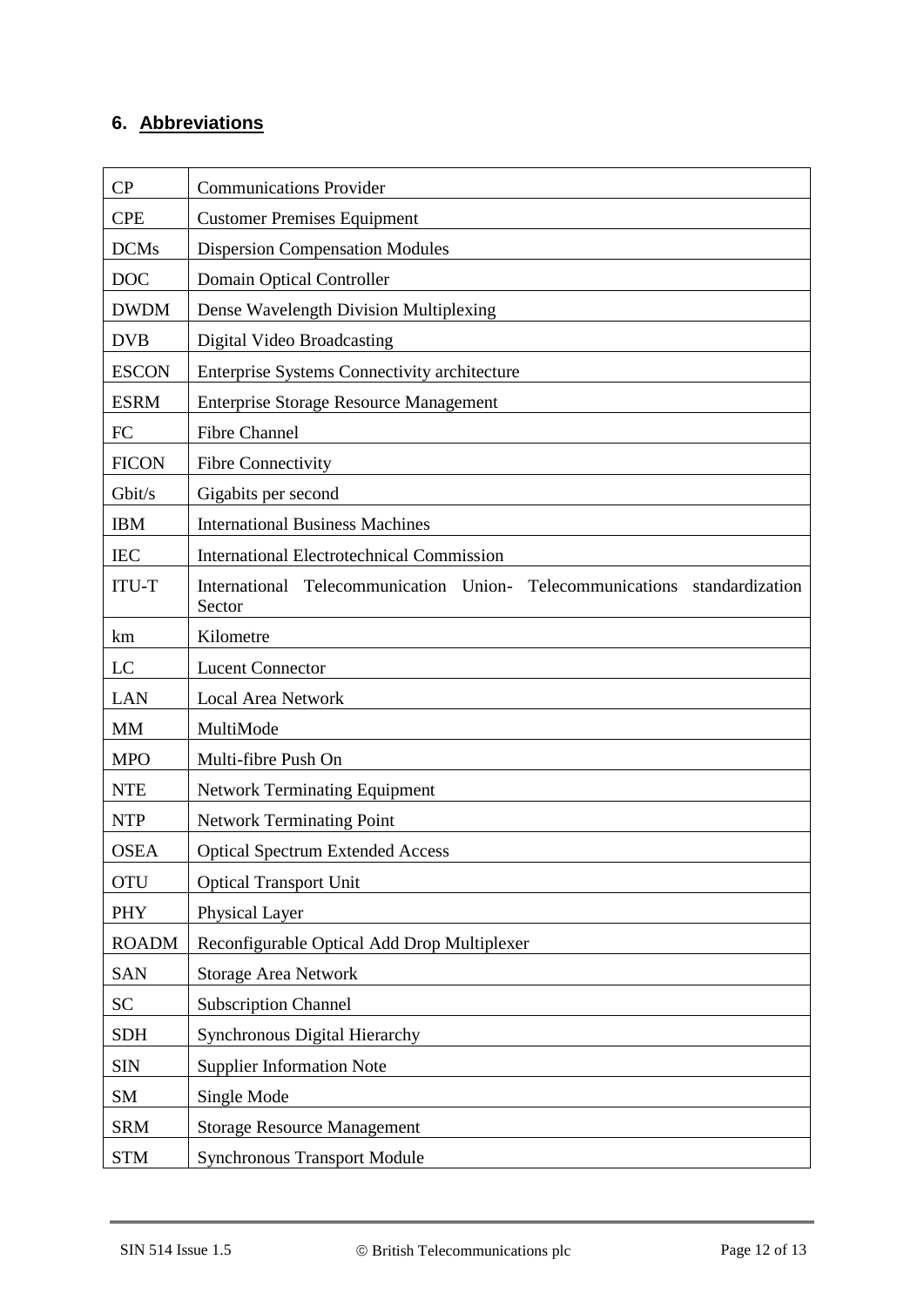## 6. Abbreviations

| | |
|---|---|
| CP | Communications Provider |
| CPE | Customer Premises Equipment |
| DCMs | Dispersion Compensation Modules |
| DOC | Domain Optical Controller |
| DWDM | Dense Wavelength Division Multiplexing |
| DVB | Digital Video Broadcasting |
| ESCON | Enterprise Systems Connectivity architecture |
| ESRM | Enterprise Storage Resource Management |
| FC | Fibre Channel |
| FICON | Fibre Connectivity |
| Gbit/s | Gigabits per second |
| IBM | International Business Machines |
| IEC | International Electrotechnical Commission |
| ITU-T | International Telecommunication Union- Telecommunications standardization Sector |
| km | Kilometre |
| LC | Lucent Connector |
| LAN | Local Area Network |
| MM | MultiMode |
| MPO | Multi-fibre Push On |
| NTE | Network Terminating Equipment |
| NTP | Network Terminating Point |
| OSEA | Optical Spectrum Extended Access |
| OTU | Optical Transport Unit |
| PHY | Physical Layer |
| ROADM | Reconfigurable Optical Add Drop Multiplexer |
| SAN | Storage Area Network |
| SC | Subscription Channel |
| SDH | Synchronous Digital Hierarchy |
| SIN | Supplier Information Note |
| SM | Single Mode |
| SRM | Storage Resource Management |
| STM | Synchronous Transport Module |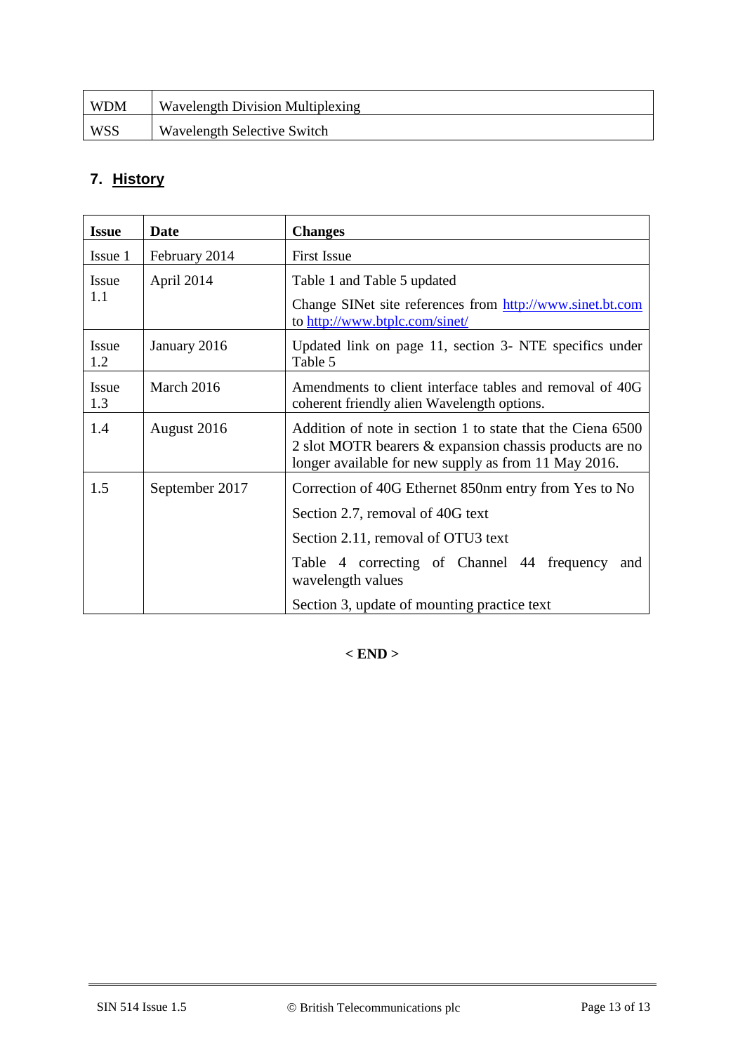| | |
|---|---|
| WDM | Wavelength Division Multiplexing |
| WSS | Wavelength Selective Switch |

## 7. History

| Issue | Date | Changes |
|---|---|---|
| Issue 1 | February 2014 | First Issue |
| Issue 1.1 | April 2014 | Table 1 and Table 5 updated<br>Change SINet site references from http://www.sinet.bt.com to http://www.btplc.com/sinet/ |
| Issue 1.2 | January 2016 | Updated link on page 11, section 3- NTE specifics under Table 5 |
| Issue 1.3 | March 2016 | Amendments to client interface tables and removal of 40G coherent friendly alien Wavelength options. |
| 1.4 | August 2016 | Addition of note in section 1 to state that the Ciena 6500 2 slot MOTR bearers & expansion chassis products are no longer available for new supply as from 11 May 2016. |
| 1.5 | September 2017 | Correction of 40G Ethernet 850nm entry from Yes to No<br>Section 2.7, removal of 40G text<br>Section 2.11, removal of OTU3 text<br>Table 4 correcting of Channel 44 frequency and wavelength values<br>Section 3, update of mounting practice text |

**< END >**